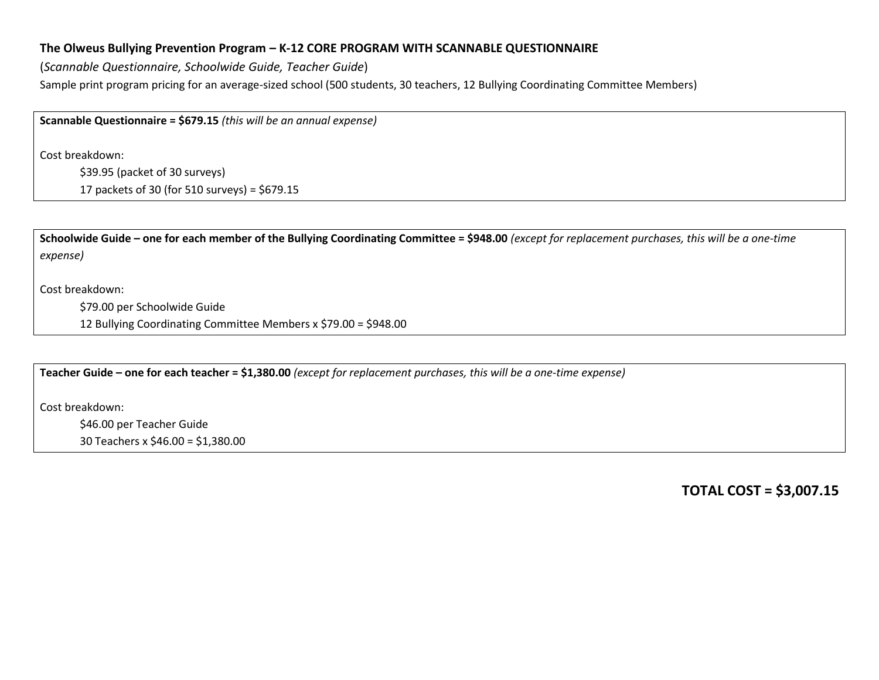**The Olweus Bullying Prevention Program – K-12 CORE PROGRAM WITH SCANNABLE QUESTIONNAIRE**

(*Scannable Questionnaire, Schoolwide Guide, Teacher Guide*)

Sample print program pricing for an average-sized school (500 students, 30 teachers, 12 Bullying Coordinating Committee Members)

**Scannable Questionnaire = $679.15** *(this will be an annual expense)*

Cost breakdown:

$39.95 (packet of 30 surveys)

17 packets of 30 (for 510 surveys) = $679.15

**Schoolwide Guide – one for each member of the Bullying Coordinating Committee = $948.00** *(except for replacement purchases, this will be a one-time expense)*

Cost breakdown:

$79.00 per Schoolwide Guide

12 Bullying Coordinating Committee Members x $79.00 = $948.00

**Teacher Guide – one for each teacher = $1,380.00** *(except for replacement purchases, this will be a one-time expense)*

Cost breakdown:

$46.00 per Teacher Guide

30 Teachers x $46.00 = $1,380.00

**TOTAL COST = $3,007.15**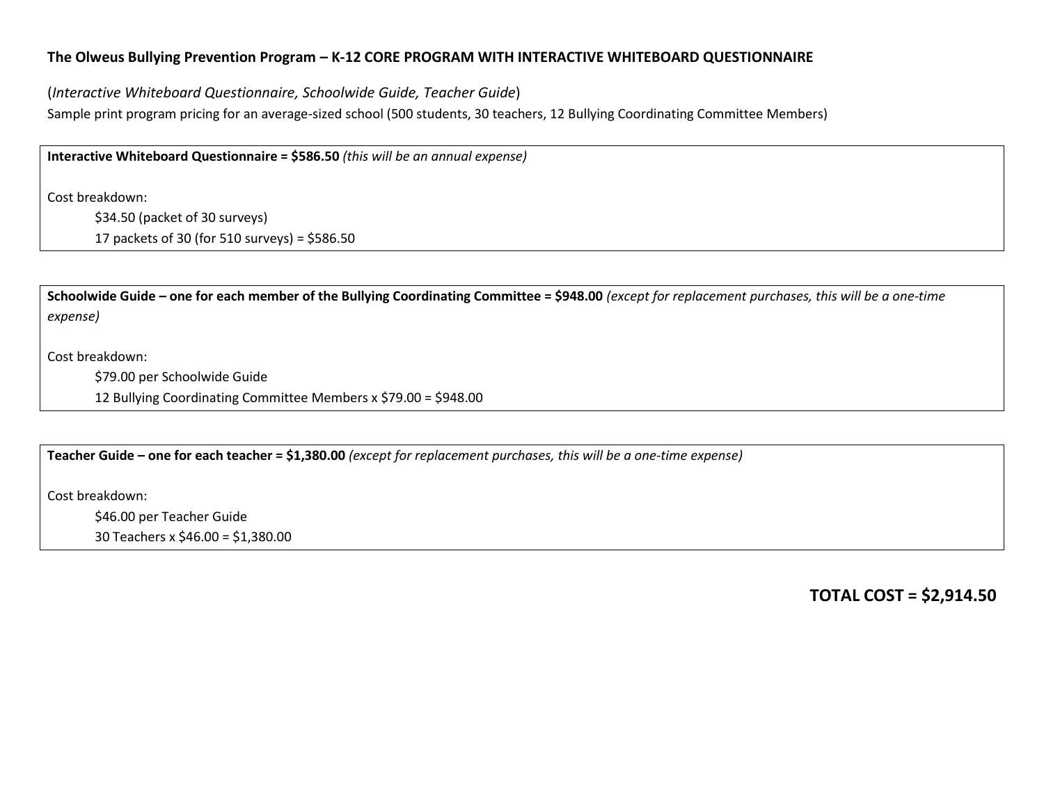**The Olweus Bullying Prevention Program – K-12 CORE PROGRAM WITH INTERACTIVE WHITEBOARD QUESTIONNAIRE**

(*Interactive Whiteboard Questionnaire, Schoolwide Guide, Teacher Guide*)

Sample print program pricing for an average-sized school (500 students, 30 teachers, 12 Bullying Coordinating Committee Members)

**Interactive Whiteboard Questionnaire = $586.50** *(this will be an annual expense)*

Cost breakdown:

$34.50 (packet of 30 surveys)

17 packets of 30 (for 510 surveys) = $586.50

**Schoolwide Guide – one for each member of the Bullying Coordinating Committee = $948.00** *(except for replacement purchases, this will be a one-time expense)*

Cost breakdown:

$79.00 per Schoolwide Guide

12 Bullying Coordinating Committee Members x $79.00 = $948.00

**Teacher Guide – one for each teacher = $1,380.00** *(except for replacement purchases, this will be a one-time expense)*

Cost breakdown:

$46.00 per Teacher Guide

30 Teachers x $46.00 = $1,380.00

**TOTAL COST = $2,914.50**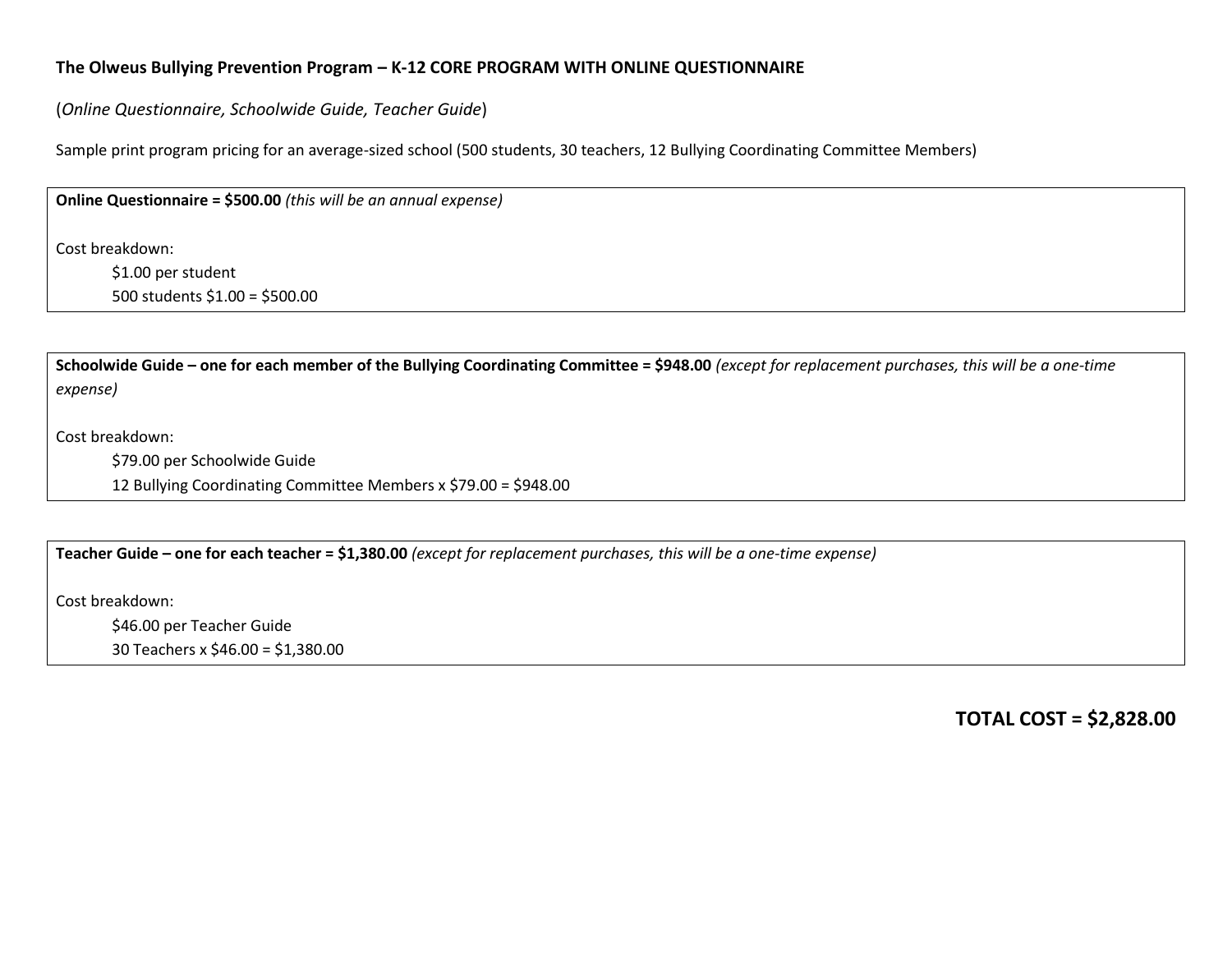**The Olweus Bullying Prevention Program – K-12 CORE PROGRAM WITH ONLINE QUESTIONNAIRE**

(*Online Questionnaire, Schoolwide Guide, Teacher Guide*)

Sample print program pricing for an average-sized school (500 students, 30 teachers, 12 Bullying Coordinating Committee Members)

**Online Questionnaire = $500.00** *(this will be an annual expense)*

Cost breakdown:

$1.00 per student
500 students $1.00 = $500.00

**Schoolwide Guide – one for each member of the Bullying Coordinating Committee = $948.00** *(except for replacement purchases, this will be a one-time expense)*

Cost breakdown:

$79.00 per Schoolwide Guide
12 Bullying Coordinating Committee Members x $79.00 = $948.00

**Teacher Guide – one for each teacher = $1,380.00** *(except for replacement purchases, this will be a one-time expense)*

Cost breakdown:

$46.00 per Teacher Guide
30 Teachers x $46.00 = $1,380.00

**TOTAL COST = $2,828.00**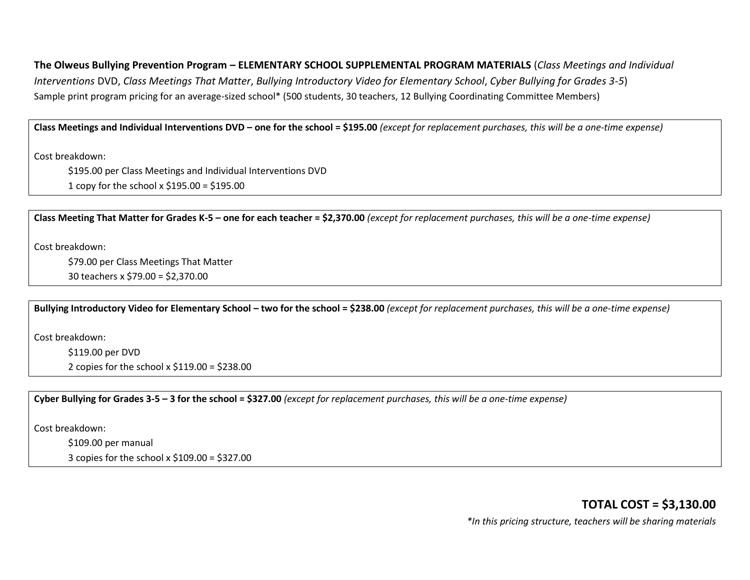**The Olweus Bullying Prevention Program – ELEMENTARY SCHOOL SUPPLEMENTAL PROGRAM MATERIALS** (*Class Meetings and Individual Interventions* DVD, *Class Meetings That Matter*, *Bullying Introductory Video for Elementary School*, *Cyber Bullying for Grades 3-5*)

Sample print program pricing for an average-sized school* (500 students, 30 teachers, 12 Bullying Coordinating Committee Members)

**Class Meetings and Individual Interventions DVD – one for the school = $195.00** *(except for replacement purchases, this will be a one-time expense)*

Cost breakdown:

$195.00 per Class Meetings and Individual Interventions DVD

1 copy for the school x $195.00 = $195.00

**Class Meeting That Matter for Grades K-5 – one for each teacher = $2,370.00** *(except for replacement purchases, this will be a one-time expense)*

Cost breakdown:

$79.00 per Class Meetings That Matter

30 teachers x $79.00 = $2,370.00

**Bullying Introductory Video for Elementary School – two for the school = $238.00** *(except for replacement purchases, this will be a one-time expense)*

Cost breakdown:

$119.00 per DVD

2 copies for the school x $119.00 = $238.00

**Cyber Bullying for Grades 3-5 – 3 for the school = $327.00** *(except for replacement purchases, this will be a one-time expense)*

Cost breakdown:

$109.00 per manual

3 copies for the school x $109.00 = $327.00

## TOTAL COST = $3,130.00

**In this pricing structure, teachers will be sharing materials*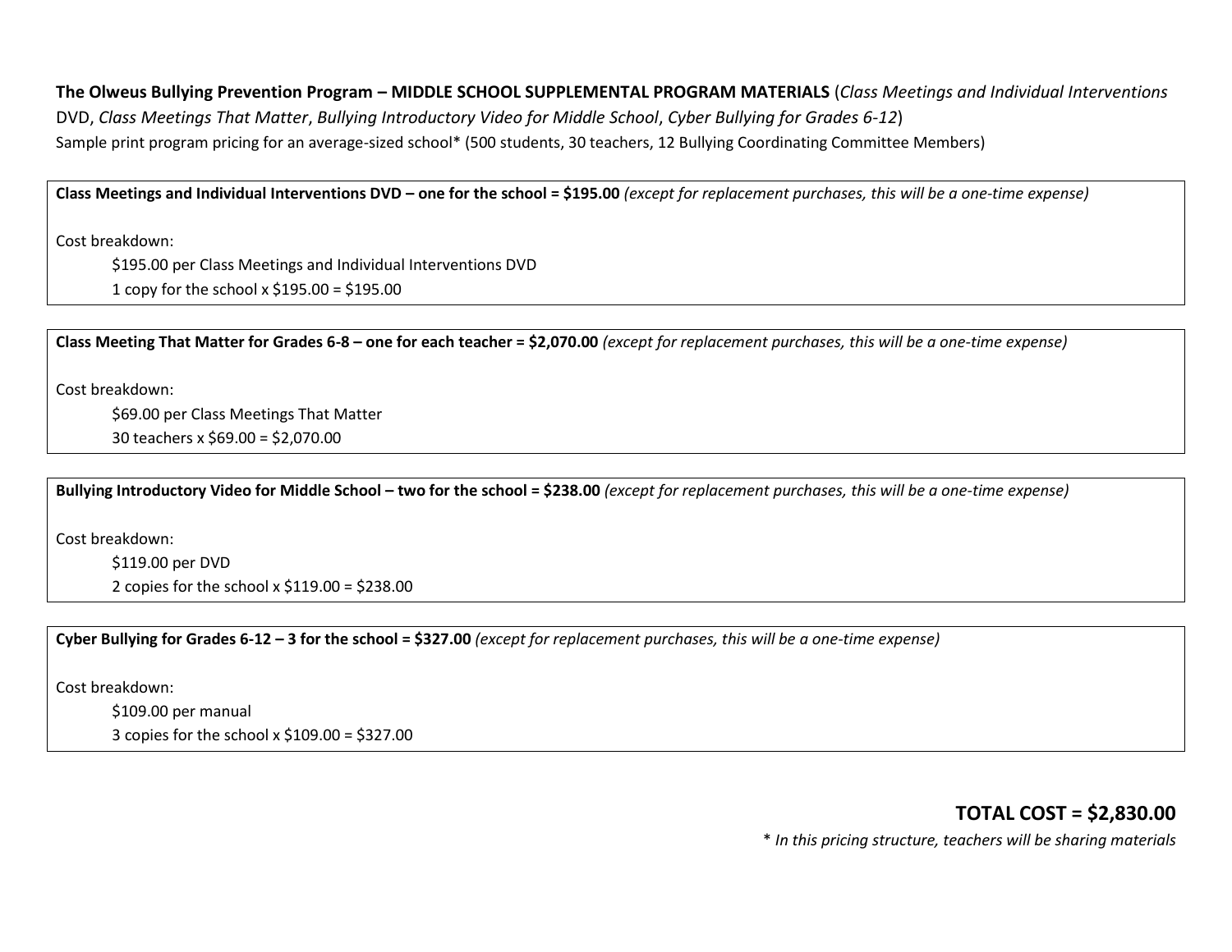**The Olweus Bullying Prevention Program – MIDDLE SCHOOL SUPPLEMENTAL PROGRAM MATERIALS** (*Class Meetings and Individual Interventions* DVD, *Class Meetings That Matter*, *Bullying Introductory Video for Middle School*, *Cyber Bullying for Grades 6-12*)

Sample print program pricing for an average-sized school* (500 students, 30 teachers, 12 Bullying Coordinating Committee Members)

**Class Meetings and Individual Interventions DVD – one for the school = $195.00** *(except for replacement purchases, this will be a one-time expense)*

Cost breakdown:

- $195.00 per Class Meetings and Individual Interventions DVD
- 1 copy for the school x $195.00 = $195.00

**Class Meeting That Matter for Grades 6-8 – one for each teacher = $2,070.00** *(except for replacement purchases, this will be a one-time expense)*

Cost breakdown:

- $69.00 per Class Meetings That Matter
- 30 teachers x $69.00 = $2,070.00

**Bullying Introductory Video for Middle School – two for the school = $238.00** *(except for replacement purchases, this will be a one-time expense)*

Cost breakdown:

- $119.00 per DVD
- 2 copies for the school x $119.00 = $238.00

**Cyber Bullying for Grades 6-12 – 3 for the school = $327.00** *(except for replacement purchases, this will be a one-time expense)*

Cost breakdown:

- $109.00 per manual
- 3 copies for the school x $109.00 = $327.00

**TOTAL COST = $2,830.00**

* *In this pricing structure, teachers will be sharing materials*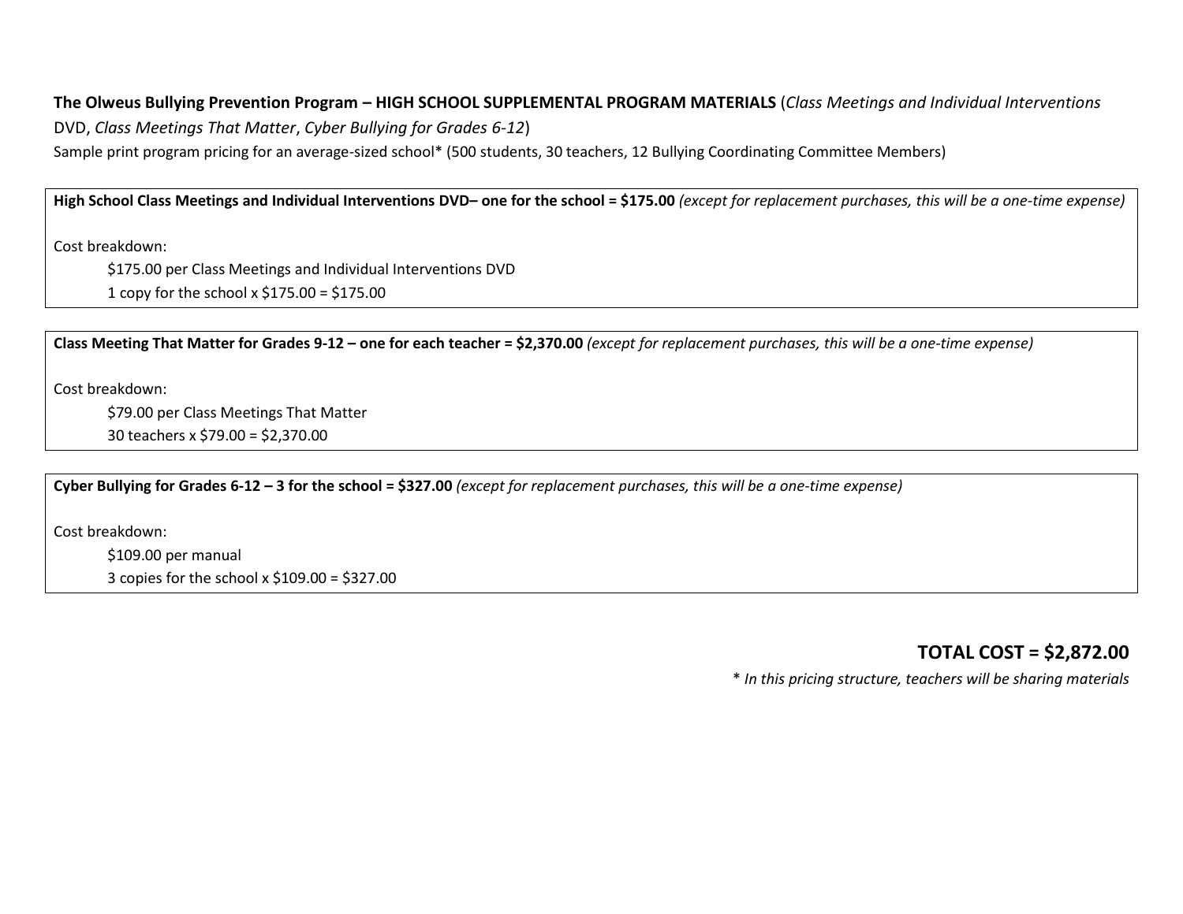**The Olweus Bullying Prevention Program – HIGH SCHOOL SUPPLEMENTAL PROGRAM MATERIALS** (*Class Meetings and Individual Interventions* DVD, *Class Meetings That Matter*, *Cyber Bullying for Grades 6-12*)

Sample print program pricing for an average-sized school* (500 students, 30 teachers, 12 Bullying Coordinating Committee Members)

**High School Class Meetings and Individual Interventions DVD– one for the school = $175.00** *(except for replacement purchases, this will be a one-time expense)*

Cost breakdown:

$175.00 per Class Meetings and Individual Interventions DVD

1 copy for the school x $175.00 = $175.00

**Class Meeting That Matter for Grades 9-12 – one for each teacher = $2,370.00** *(except for replacement purchases, this will be a one-time expense)*

Cost breakdown:

$79.00 per Class Meetings That Matter

30 teachers x $79.00 = $2,370.00

**Cyber Bullying for Grades 6-12 – 3 for the school = $327.00** *(except for replacement purchases, this will be a one-time expense)*

Cost breakdown:

$109.00 per manual

3 copies for the school x $109.00 = $327.00

**TOTAL COST = $2,872.00**

* *In this pricing structure, teachers will be sharing materials*